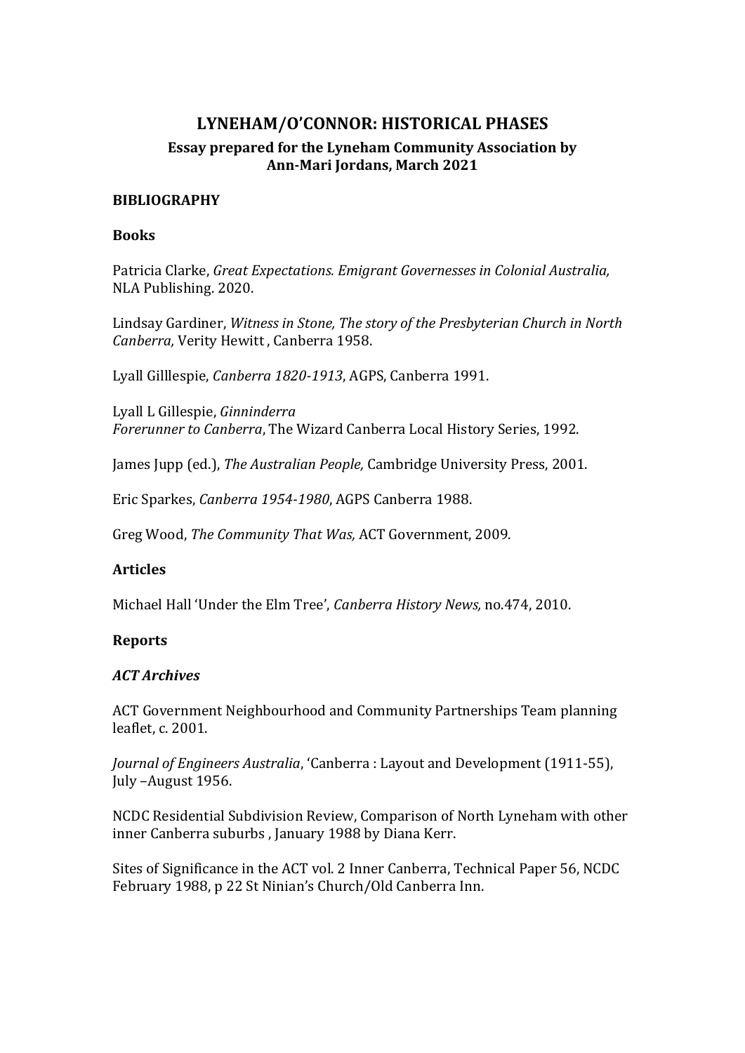# LYNEHAM/O'CONNOR: HISTORICAL PHASES

## Essay prepared for the Lyneham Community Association by Ann-Mari Jordans, March 2021

### BIBLIOGRAPHY

#### Books

Patricia Clarke, *Great Expectations. Emigrant Governesses in Colonial Australia,* NLA Publishing. 2020.

Lindsay Gardiner, *Witness in Stone, The story of the Presbyterian Church in North Canberra,* Verity Hewitt , Canberra 1958.

Lyall Gilllespie, *Canberra 1820-1913*, AGPS, Canberra 1991.

Lyall L Gillespie, *Ginninderra*
*Forerunner to Canberra*, The Wizard Canberra Local History Series, 1992.

James Jupp (ed.), *The Australian People,* Cambridge University Press, 2001.

Eric Sparkes, *Canberra 1954-1980*, AGPS Canberra 1988.

Greg Wood, *The Community That Was,* ACT Government, 2009.

#### Articles

Michael Hall 'Under the Elm Tree', *Canberra History News,* no.474, 2010.

#### Reports

#### *ACT Archives*

ACT Government Neighbourhood and Community Partnerships Team planning leaflet, c. 2001.

*Journal of Engineers Australia*, 'Canberra : Layout and Development (1911-55), July –August 1956.

NCDC Residential Subdivision Review, Comparison of North Lyneham with other inner Canberra suburbs , January 1988 by Diana Kerr.

Sites of Significance in the ACT vol. 2 Inner Canberra, Technical Paper 56, NCDC February 1988, p 22 St Ninian's Church/Old Canberra Inn.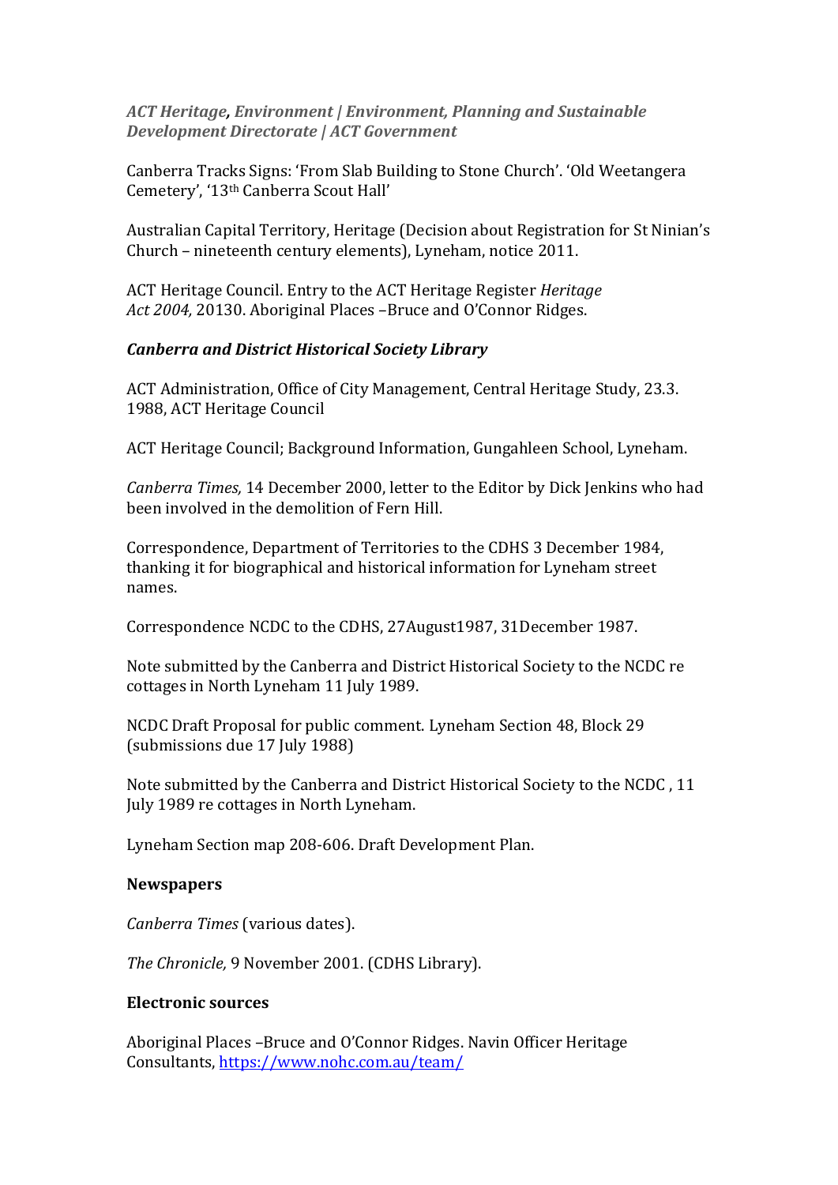***ACT Heritage, Environment | Environment, Planning and Sustainable Development Directorate | ACT Government***

Canberra Tracks Signs: 'From Slab Building to Stone Church'. 'Old Weetangera Cemetery', '13th Canberra Scout Hall'

Australian Capital Territory, Heritage (Decision about Registration for St Ninian's Church – nineteenth century elements), Lyneham, notice 2011.

ACT Heritage Council. Entry to the ACT Heritage Register *Heritage Act 2004,* 20130. Aboriginal Places –Bruce and O'Connor Ridges.

***Canberra and District Historical Society Library***

ACT Administration, Office of City Management, Central Heritage Study, 23.3. 1988, ACT Heritage Council

ACT Heritage Council; Background Information, Gungahleen School, Lyneham.

*Canberra Times,* 14 December 2000, letter to the Editor by Dick Jenkins who had been involved in the demolition of Fern Hill.

Correspondence, Department of Territories to the CDHS 3 December 1984, thanking it for biographical and historical information for Lyneham street names.

Correspondence NCDC to the CDHS, 27August1987, 31December 1987.

Note submitted by the Canberra and District Historical Society to the NCDC re cottages in North Lyneham 11 July 1989.

NCDC Draft Proposal for public comment. Lyneham Section 48, Block 29 (submissions due 17 July 1988)

Note submitted by the Canberra and District Historical Society to the NCDC , 11 July 1989 re cottages in North Lyneham.

Lyneham Section map 208-606. Draft Development Plan.

**Newspapers**

*Canberra Times* (various dates).

*The Chronicle,* 9 November 2001. (CDHS Library).

**Electronic sources**

Aboriginal Places –Bruce and O'Connor Ridges. Navin Officer Heritage Consultants, https://www.nohc.com.au/team/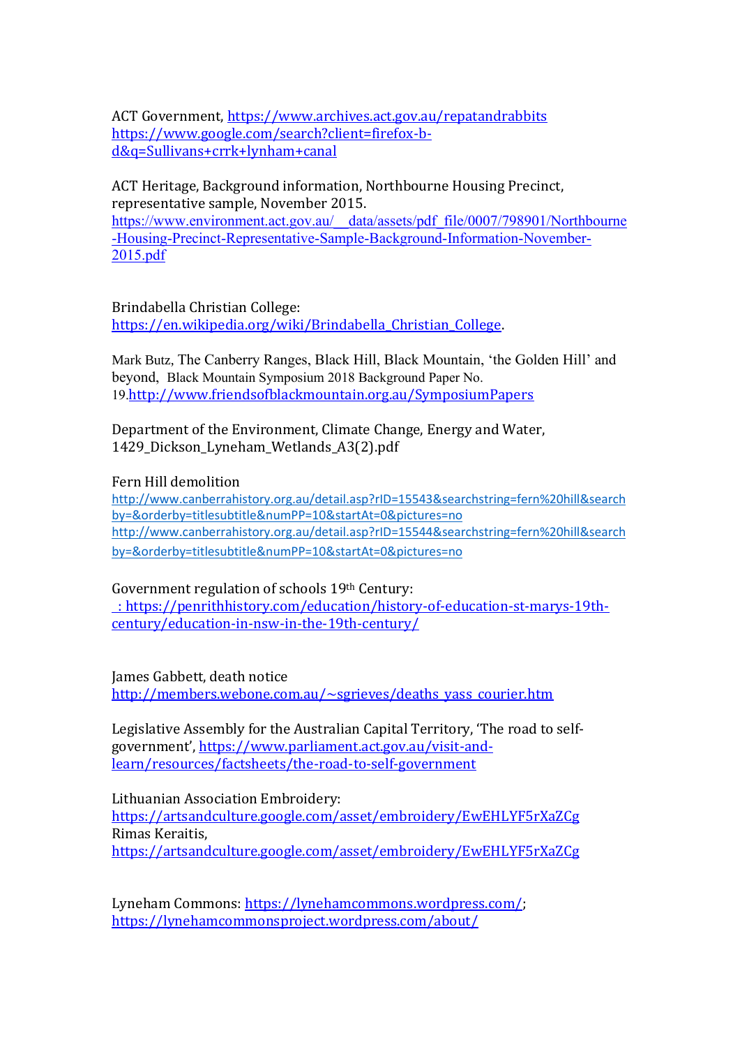ACT Government, https://www.archives.act.gov.au/repatandrabbits
https://www.google.com/search?client=firefox-b-d&q=Sullivans+crrk+lynham+canal

ACT Heritage, Background information, Northbourne Housing Precinct, representative sample, November 2015.
https://www.environment.act.gov.au/__data/assets/pdf_file/0007/798901/Northbourne-Housing-Precinct-Representative-Sample-Background-Information-November-2015.pdf

Brindabella Christian College:
https://en.wikipedia.org/wiki/Brindabella_Christian_College.

Mark Butz, The Canberry Ranges, Black Hill, Black Mountain, 'the Golden Hill' and beyond, Black Mountain Symposium 2018 Background Paper No. 19.http://www.friendsofblackmountain.org.au/SymposiumPapers

Department of the Environment, Climate Change, Energy and Water, 1429_Dickson_Lyneham_Wetlands_A3(2).pdf

Fern Hill demolition
http://www.canberrahistory.org.au/detail.asp?rID=15543&searchstring=fern%20hill&searchby=&orderby=titlesubtitle&numPP=10&startAt=0&pictures=no
http://www.canberrahistory.org.au/detail.asp?rID=15544&searchstring=fern%20hill&searchby=&orderby=titlesubtitle&numPP=10&startAt=0&pictures=no

Government regulation of schools 19th Century:
: https://penrithhistory.com/education/history-of-education-st-marys-19th-century/education-in-nsw-in-the-19th-century/

James Gabbett, death notice
http://members.webone.com.au/~sgrieves/deaths_yass_courier.htm

Legislative Assembly for the Australian Capital Territory, 'The road to self-government', https://www.parliament.act.gov.au/visit-and-learn/resources/factsheets/the-road-to-self-government

Lithuanian Association Embroidery:
https://artsandculture.google.com/asset/embroidery/EwEHLYF5rXaZCg
Rimas Keraitis,
https://artsandculture.google.com/asset/embroidery/EwEHLYF5rXaZCg

Lyneham Commons: https://lynehamcommons.wordpress.com/;
https://lynehamcommonsproject.wordpress.com/about/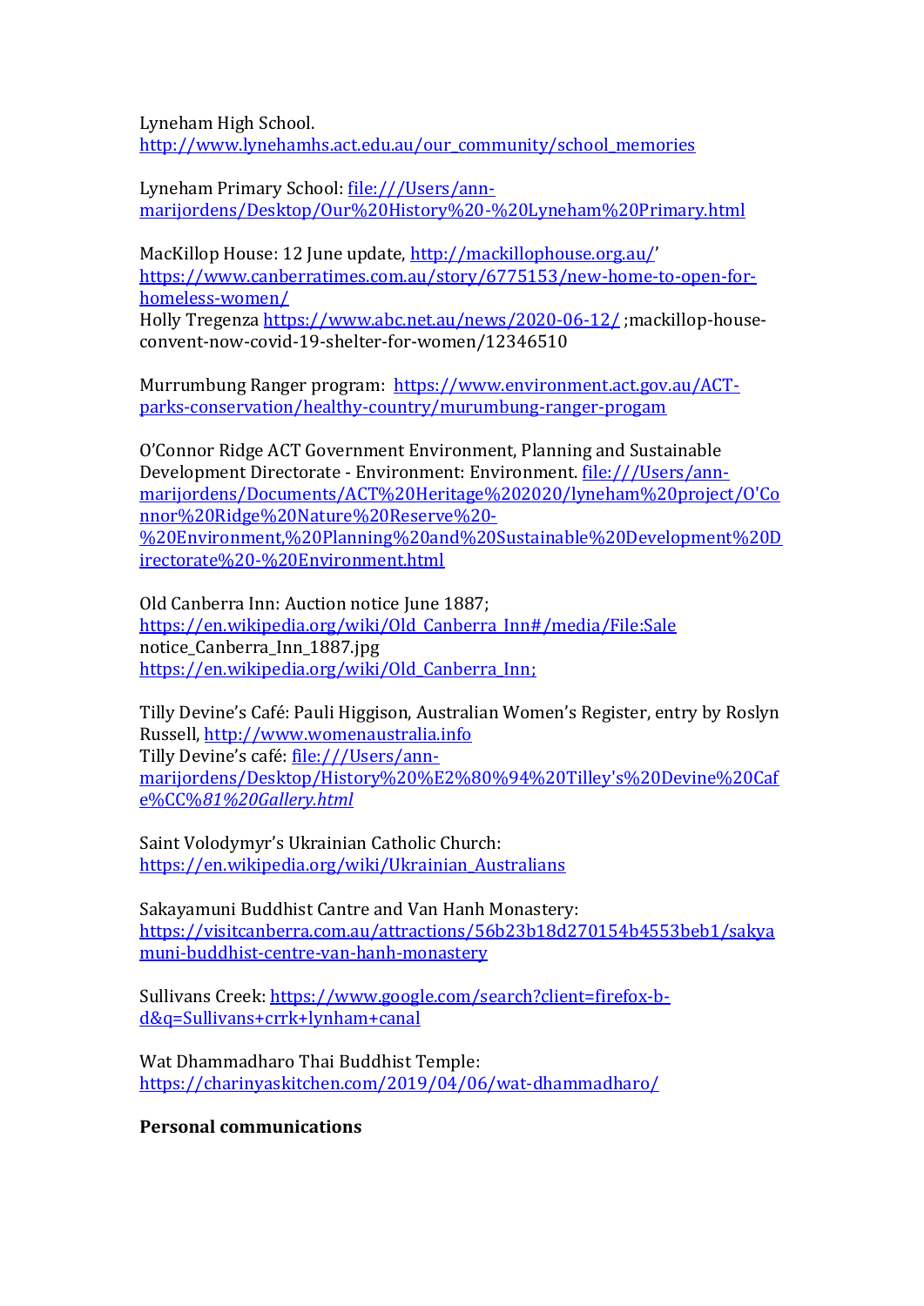Lyneham High School. http://www.lynehamhs.act.edu.au/our_community/school_memories

Lyneham Primary School: file:///Users/ann-marijordens/Desktop/Our%20History%20-%20Lyneham%20Primary.html

MacKillop House: 12 June update, http://mackillophouse.org.au/' https://www.canberratimes.com.au/story/6775153/new-home-to-open-for-homeless-women/
Holly Tregenza https://www.abc.net.au/news/2020-06-12/ ;mackillop-house-convent-now-covid-19-shelter-for-women/12346510

Murrumbung Ranger program: https://www.environment.act.gov.au/ACT-parks-conservation/healthy-country/murumbung-ranger-progam

O'Connor Ridge ACT Government Environment, Planning and Sustainable Development Directorate - Environment: Environment. file:///Users/ann-marijordens/Documents/ACT%20Heritage%202020/lyneham%20project/O'Connor%20Ridge%20Nature%20Reserve%20-%20Environment,%20Planning%20and%20Sustainable%20Development%20Directorate%20-%20Environment.html

Old Canberra Inn: Auction notice June 1887; https://en.wikipedia.org/wiki/Old_Canberra_Inn#/media/File:Sale notice_Canberra_Inn_1887.jpg
https://en.wikipedia.org/wiki/Old_Canberra_Inn;

Tilly Devine's Café: Pauli Higgison, Australian Women's Register, entry by Roslyn Russell, http://www.womenaustralia.info
Tilly Devine's café: file:///Users/ann-marijordens/Desktop/History%20%E2%80%94%20Tilley's%20Devine%20Cafe%CC%*81%20Gallery.html*

Saint Volodymyr's Ukrainian Catholic Church: https://en.wikipedia.org/wiki/Ukrainian_Australians

Sakayamuni Buddhist Cantre and Van Hanh Monastery: https://visitcanberra.com.au/attractions/56b23b18d270154b4553beb1/sakyamuni-buddhist-centre-van-hanh-monastery

Sullivans Creek: https://www.google.com/search?client=firefox-b-d&q=Sullivans+crrk+lynham+canal

Wat Dhammadharo Thai Buddhist Temple: https://charinyaskitchen.com/2019/04/06/wat-dhammadharo/

**Personal communications**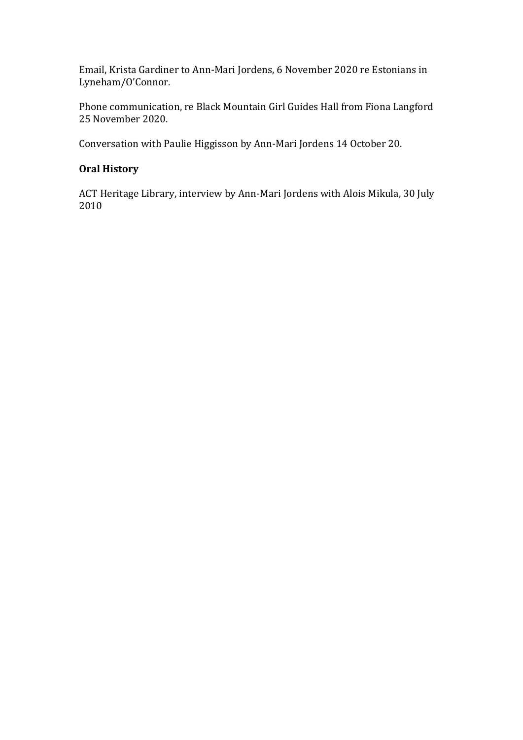Email, Krista Gardiner to Ann-Mari Jordens, 6 November 2020 re Estonians in Lyneham/O'Connor.

Phone communication, re Black Mountain Girl Guides Hall from Fiona Langford 25 November 2020.

Conversation with Paulie Higgisson by Ann-Mari Jordens 14 October 20.

**Oral History**

ACT Heritage Library, interview by Ann-Mari Jordens with Alois Mikula, 30 July 2010